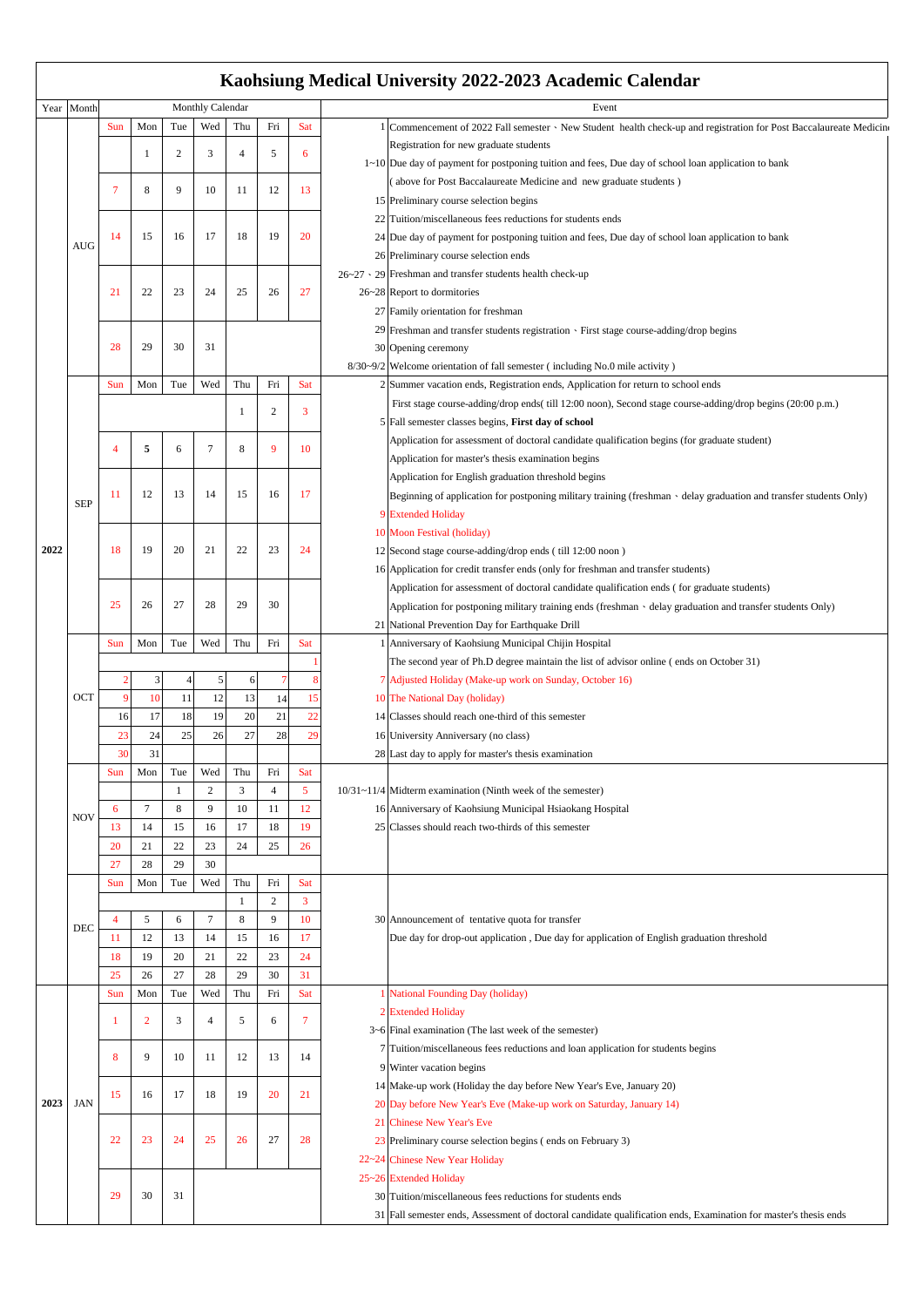# Kaohsiung Medical University 2022-2023 Academic Calendar

| Year | Month | Sun | Mon | Tue | Wed | Thu | Fri | Sat | Date | Event |
|---|---|---|---|---|---|---|---|---|---|---|
| 2022 | AUG | | 1 | 2 | 3 | 4 | 5 | 6 | 1 | Commencement of 2022 Fall semester、New Student health check-up and registration for Post Baccalaureate Medicine |
| | | | | | | | | | | Registration for new graduate students |
| | | 7 | 8 | 9 | 10 | 11 | 12 | 13 | 1~10 | Due day of payment for postponing tuition and fees, Due day of school loan application to bank |
| | | | | | | | | | | ( above for Post Baccalaureate Medicine and new graduate students ) |
| | | 14 | 15 | 16 | 17 | 18 | 19 | 20 | 15 | Preliminary course selection begins |
| | | | | | | | | | 22 | Tuition/miscellaneous fees reductions for students ends |
| | | 21 | 22 | 23 | 24 | 25 | 26 | 27 | 24 | Due day of payment for postponing tuition and fees, Due day of school loan application to bank |
| | | | | | | | | | 26 | Preliminary course selection ends |
| | | 28 | 29 | 30 | 31 | | | | 26~27、29 | Freshman and transfer students health check-up |
| | | | | | | | | | 26~28 | Report to dormitories |
| | | | | | | | | | 27 | Family orientation for freshman |
| | | | | | | | | | 29 | Freshman and transfer students registration、First stage course-adding/drop begins |
| | | | | | | | | | 30 | Opening ceremony |
| | | | | | | | | | 8/30~9/2 | Welcome orientation of fall semester ( including No.0 mile activity ) |
| | SEP | | | | | 1 | 2 | 3 | 2 | Summer vacation ends, Registration ends, Application for return to school ends |
| | | | | | | | | | | First stage course-adding/drop ends( till 12:00 noon), Second stage course-adding/drop begins (20:00 p.m.) |
| | | 4 | **5** | 6 | 7 | 8 | 9 | 10 | 5 | Fall semester classes begins, **First day of school** |
| | | | | | | | | | | Application for assessment of doctoral candidate qualification begins (for graduate student) |
| | | 11 | 12 | 13 | 14 | 15 | 16 | 17 | | Application for master's thesis examination begins |
| | | | | | | | | | | Application for English graduation threshold begins |
| | | 18 | 19 | 20 | 21 | 22 | 23 | 24 | | Beginning of application for postponing military training (freshman、delay graduation and transfer students Only) |
| | | | | | | | | | 9 | Extended Holiday |
| | | 25 | 26 | 27 | 28 | 29 | 30 | | 10 | Moon Festival (holiday) |
| | | | | | | | | | 12 | Second stage course-adding/drop ends ( till 12:00 noon ) |
| | | | | | | | | | 16 | Application for credit transfer ends (only for freshman and transfer students) |
| | | | | | | | | | | Application for assessment of doctoral candidate qualification ends ( for graduate students) |
| | | | | | | | | | | Application for postponing military training ends (freshman、delay graduation and transfer students Only) |
| | | | | | | | | | 21 | National Prevention Day for Earthquake Drill |
| | OCT | | | | | | | 1 | 1 | Anniversary of Kaohsiung Municipal Chijin Hospital |
| | | | | | | | | | | The second year of Ph.D degree maintain the list of advisor online ( ends on October 31) |
| | | 2 | 3 | 4 | 5 | 6 | 7 | 8 | 7 | Adjusted Holiday (Make-up work on Sunday, October 16) |
| | | 9 | 10 | 11 | 12 | 13 | 14 | 15 | 10 | The National Day (holiday) |
| | | 16 | 17 | 18 | 19 | 20 | 21 | 22 | 14 | Classes should reach one-third of this semester |
| | | 23 | 24 | 25 | 26 | 27 | 28 | 29 | 16 | University Anniversary (no class) |
| | | 30 | 31 | | | | | | 28 | Last day to apply for master's thesis examination |
| | NOV | | | 1 | 2 | 3 | 4 | 5 | 10/31~11/4 | Midterm examination (Ninth week of the semester) |
| | | 6 | 7 | 8 | 9 | 10 | 11 | 12 | 16 | Anniversary of Kaohsiung Municipal Hsiaokang Hospital |
| | | 13 | 14 | 15 | 16 | 17 | 18 | 19 | 25 | Classes should reach two-thirds of this semester |
| | | 20 | 21 | 22 | 23 | 24 | 25 | 26 | | |
| | | 27 | 28 | 29 | 30 | | | | | |
| | DEC | | | | | 1 | 2 | 3 | | |
| | | 4 | 5 | 6 | 7 | 8 | 9 | 10 | 30 | Announcement of tentative quota for transfer |
| | | 11 | 12 | 13 | 14 | 15 | 16 | 17 | | Due day for drop-out application , Due day for application of English graduation threshold |
| | | 18 | 19 | 20 | 21 | 22 | 23 | 24 | | |
| | | 25 | 26 | 27 | 28 | 29 | 30 | 31 | | |
| 2023 | JAN | 1 | 2 | 3 | 4 | 5 | 6 | 7 | 1 | National Founding Day (holiday) |
| | | | | | | | | | 2 | Extended Holiday |
| | | 8 | 9 | 10 | 11 | 12 | 13 | 14 | 3~6 | Final examination (The last week of the semester) |
| | | | | | | | | | 7 | Tuition/miscellaneous fees reductions and loan application for students begins |
| | | 15 | 16 | 17 | 18 | 19 | 20 | 21 | 9 | Winter vacation begins |
| | | | | | | | | | 14 | Make-up work (Holiday the day before New Year's Eve, January 20) |
| | | 22 | 23 | 24 | 25 | 26 | 27 | 28 | 20 | Day before New Year's Eve (Make-up work on Saturday, January 14) |
| | | | | | | | | | 21 | Chinese New Year's Eve |
| | | 29 | 30 | 31 | | | | | 23 | Preliminary course selection begins ( ends on February 3) |
| | | | | | | | | | 22~24 | Chinese New Year Holiday |
| | | | | | | | | | 25~26 | Extended Holiday |
| | | | | | | | | | 30 | Tuition/miscellaneous fees reductions for students ends |
| | | | | | | | | | 31 | Fall semester ends, Assessment of doctoral candidate qualification ends, Examination for master's thesis ends |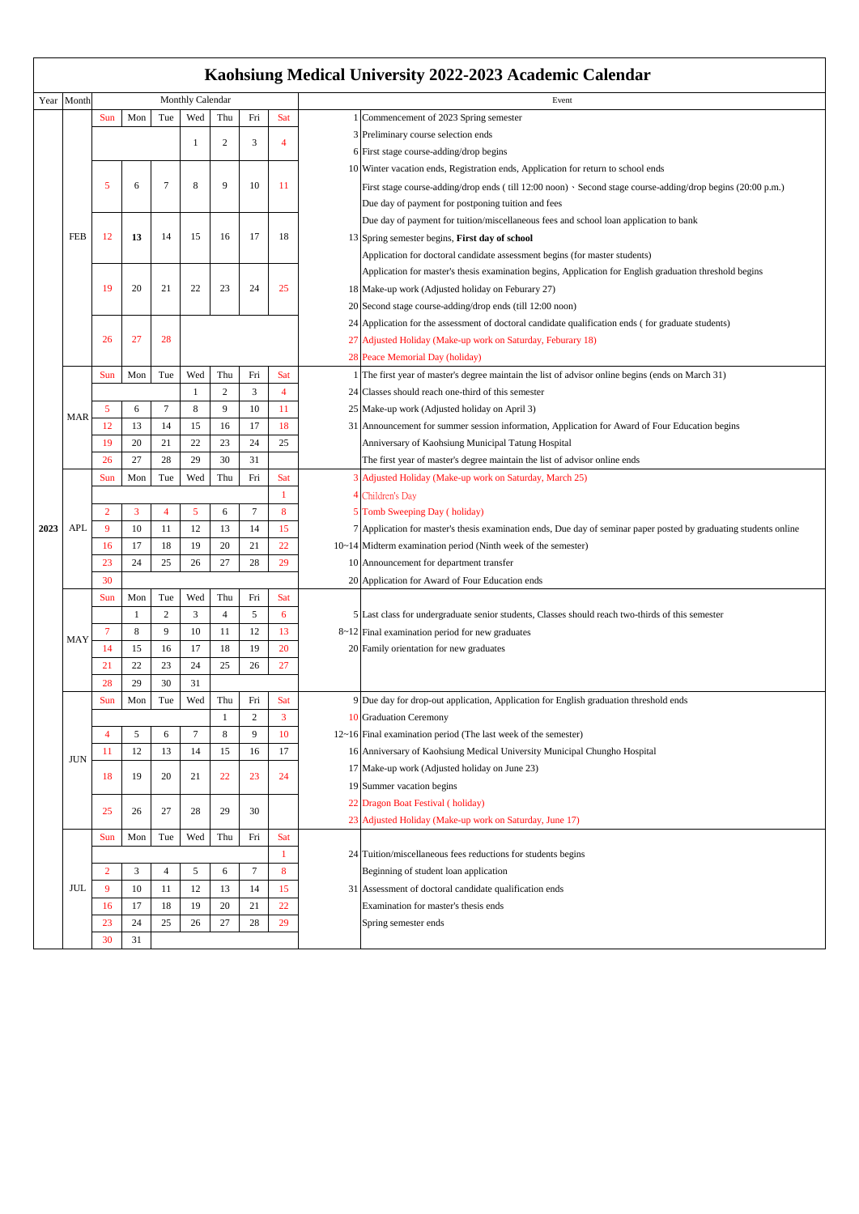# Kaohsiung Medical University 2022-2023 Academic Calendar

| Year | Month | Sun | Mon | Tue | Wed | Thu | Fri | Sat | | Event |
|---|---|---|---|---|---|---|---|---|---|---|
| 2023 | FEB | Sun | Mon | Tue | Wed | Thu | Fri | Sat | 1 | Commencement of 2023 Spring semester |
| | | | | | 1 | 2 | 3 | 4 | 3 | Preliminary course selection ends |
| | | | | | | | | | 6 | First stage course-adding/drop begins |
| | | 5 | 6 | 7 | 8 | 9 | 10 | 11 | 10 | Winter vacation ends, Registration ends, Application for return to school ends |
| | | | | | | | | | | First stage course-adding/drop ends ( till 12:00 noon)、Second stage course-adding/drop begins (20:00 p.m.) |
| | | | | | | | | | | Due day of payment for postponing tuition and fees |
| | | 12 | **13** | 14 | 15 | 16 | 17 | 18 | | Due day of payment for tuition/miscellaneous fees and school loan application to bank |
| | | | | | | | | | 13 | Spring semester begins, **First day of school** |
| | | | | | | | | | | Application for doctoral candidate assessment begins (for master students) |
| | | 19 | 20 | 21 | 22 | 23 | 24 | 25 | | Application for master's thesis examination begins, Application for English graduation threshold begins |
| | | | | | | | | | 18 | Make-up work (Adjusted holiday on Feburary 27) |
| | | | | | | | | | 20 | Second stage course-adding/drop ends (till 12:00 noon) |
| | | 26 | 27 | 28 | | | | | 24 | Application for the assessment of doctoral candidate qualification ends ( for graduate students) |
| | | | | | | | | | 27 | Adjusted Holiday (Make-up work on Saturday, Feburary 18) |
| | | | | | | | | | 28 | Peace Memorial Day (holiday) |
| | MAR | Sun | Mon | Tue | Wed | Thu | Fri | Sat | 1 | The first year of master's degree maintain the list of advisor online begins (ends on March 31) |
| | | | | | 1 | 2 | 3 | 4 | 24 | Classes should reach one-third of this semester |
| | | 5 | 6 | 7 | 8 | 9 | 10 | 11 | 25 | Make-up work (Adjusted holiday on April 3) |
| | | 12 | 13 | 14 | 15 | 16 | 17 | 18 | 31 | Announcement for summer session information, Application for Award of Four Education begins |
| | | 19 | 20 | 21 | 22 | 23 | 24 | 25 | | Anniversary of Kaohsiung Municipal Tatung Hospital |
| | | 26 | 27 | 28 | 29 | 30 | 31 | | | The first year of master's degree maintain the list of advisor online ends |
| | APL | Sun | Mon | Tue | Wed | Thu | Fri | Sat | 3 | Adjusted Holiday (Make-up work on Saturday, March 25) |
| | | | | | | | | 1 | 4 | Children's Day |
| | | 2 | 3 | 4 | 5 | 6 | 7 | 8 | 5 | Tomb Sweeping Day ( holiday) |
| | | 9 | 10 | 11 | 12 | 13 | 14 | 15 | 7 | Application for master's thesis examination ends, Due day of seminar paper posted by graduating students online |
| | | 16 | 17 | 18 | 19 | 20 | 21 | 22 | 10~14 | Midterm examination period (Ninth week of the semester) |
| | | 23 | 24 | 25 | 26 | 27 | 28 | 29 | 10 | Announcement for department transfer |
| | | 30 | | | | | | | 20 | Application for Award of Four Education ends |
| | MAY | Sun | Mon | Tue | Wed | Thu | Fri | Sat | | |
| | | | 1 | 2 | 3 | 4 | 5 | 6 | 5 | Last class for undergraduate senior students, Classes should reach two-thirds of this semester |
| | | 7 | 8 | 9 | 10 | 11 | 12 | 13 | 8~12 | Final examination period for new graduates |
| | | 14 | 15 | 16 | 17 | 18 | 19 | 20 | 20 | Family orientation for new graduates |
| | | 21 | 22 | 23 | 24 | 25 | 26 | 27 | | |
| | | 28 | 29 | 30 | 31 | | | | | |
| | JUN | Sun | Mon | Tue | Wed | Thu | Fri | Sat | 9 | Due day for drop-out application, Application for English graduation threshold ends |
| | | | | | | 1 | 2 | 3 | 10 | Graduation Ceremony |
| | | 4 | 5 | 6 | 7 | 8 | 9 | 10 | 12~16 | Final examination period (The last week of the semester) |
| | | 11 | 12 | 13 | 14 | 15 | 16 | 17 | 16 | Anniversary of Kaohsiung Medical University Municipal Chungho Hospital |
| | | 18 | 19 | 20 | 21 | 22 | 23 | 24 | 17 | Make-up work (Adjusted holiday on June 23) |
| | | | | | | | | | 19 | Summer vacation begins |
| | | 25 | 26 | 27 | 28 | 29 | 30 | | 22 | Dragon Boat Festival ( holiday) |
| | | | | | | | | | 23 | Adjusted Holiday (Make-up work on Saturday, June 17) |
| | JUL | Sun | Mon | Tue | Wed | Thu | Fri | Sat | | |
| | | | | | | | | 1 | 24 | Tuition/miscellaneous fees reductions for students begins |
| | | 2 | 3 | 4 | 5 | 6 | 7 | 8 | | Beginning of student loan application |
| | | 9 | 10 | 11 | 12 | 13 | 14 | 15 | 31 | Assessment of doctoral candidate qualification ends |
| | | 16 | 17 | 18 | 19 | 20 | 21 | 22 | | Examination for master's thesis ends |
| | | 23 | 24 | 25 | 26 | 27 | 28 | 29 | | Spring semester ends |
| | | 30 | 31 | | | | | | | |